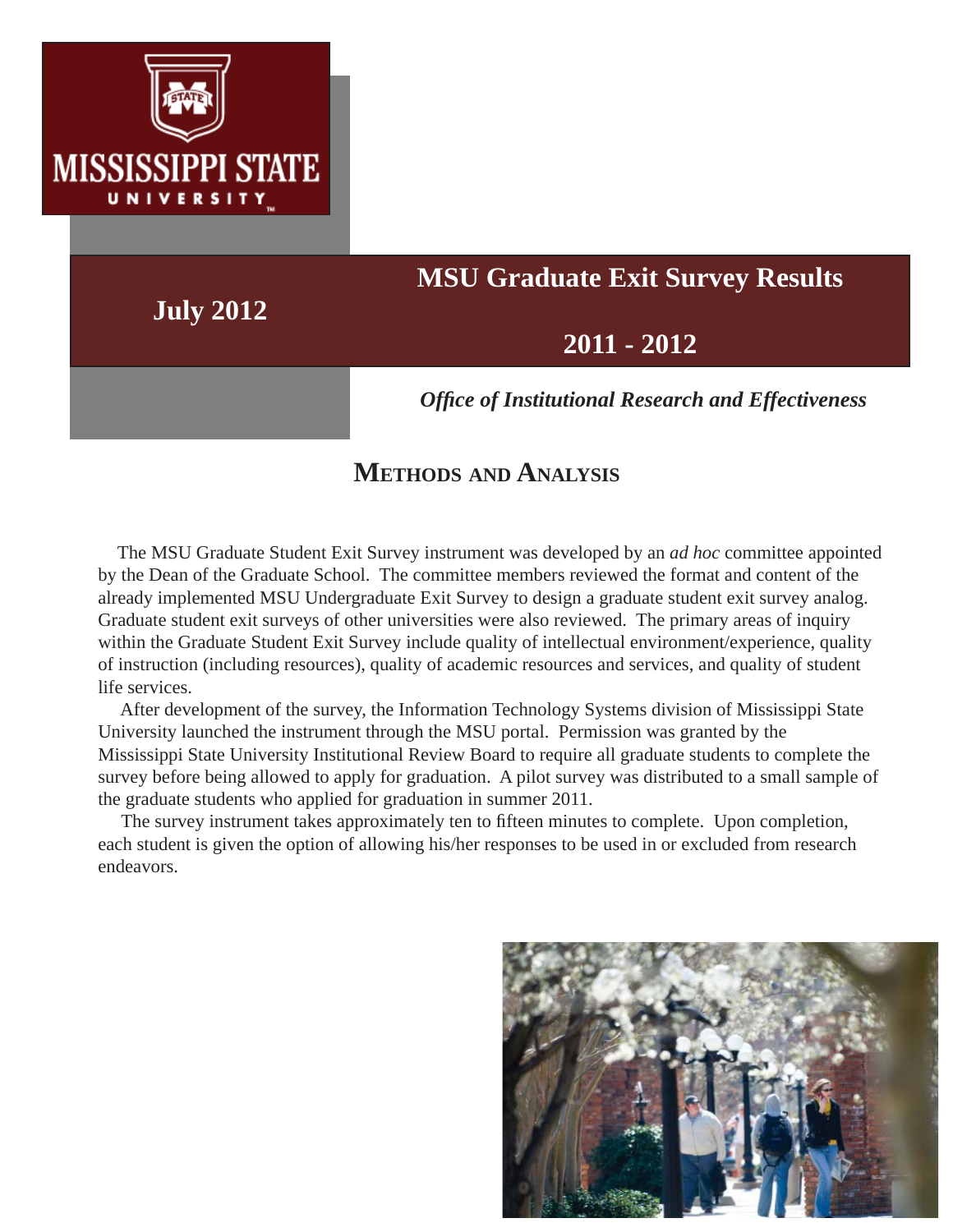MISSISSIPPI STATE UNIVERSITY

# MSU Graduate Exit Survey Results

**July 2012**

## 2011 - 2012

***Office of Institutional Research and Effectiveness***

## Methods and Analysis

The MSU Graduate Student Exit Survey instrument was developed by an *ad hoc* committee appointed by the Dean of the Graduate School. The committee members reviewed the format and content of the already implemented MSU Undergraduate Exit Survey to design a graduate student exit survey analog. Graduate student exit surveys of other universities were also reviewed. The primary areas of inquiry within the Graduate Student Exit Survey include quality of intellectual environment/experience, quality of instruction (including resources), quality of academic resources and services, and quality of student life services.

After development of the survey, the Information Technology Systems division of Mississippi State University launched the instrument through the MSU portal. Permission was granted by the Mississippi State University Institutional Review Board to require all graduate students to complete the survey before being allowed to apply for graduation. A pilot survey was distributed to a small sample of the graduate students who applied for graduation in summer 2011.

The survey instrument takes approximately ten to fifteen minutes to complete. Upon completion, each student is given the option of allowing his/her responses to be used in or excluded from research endeavors.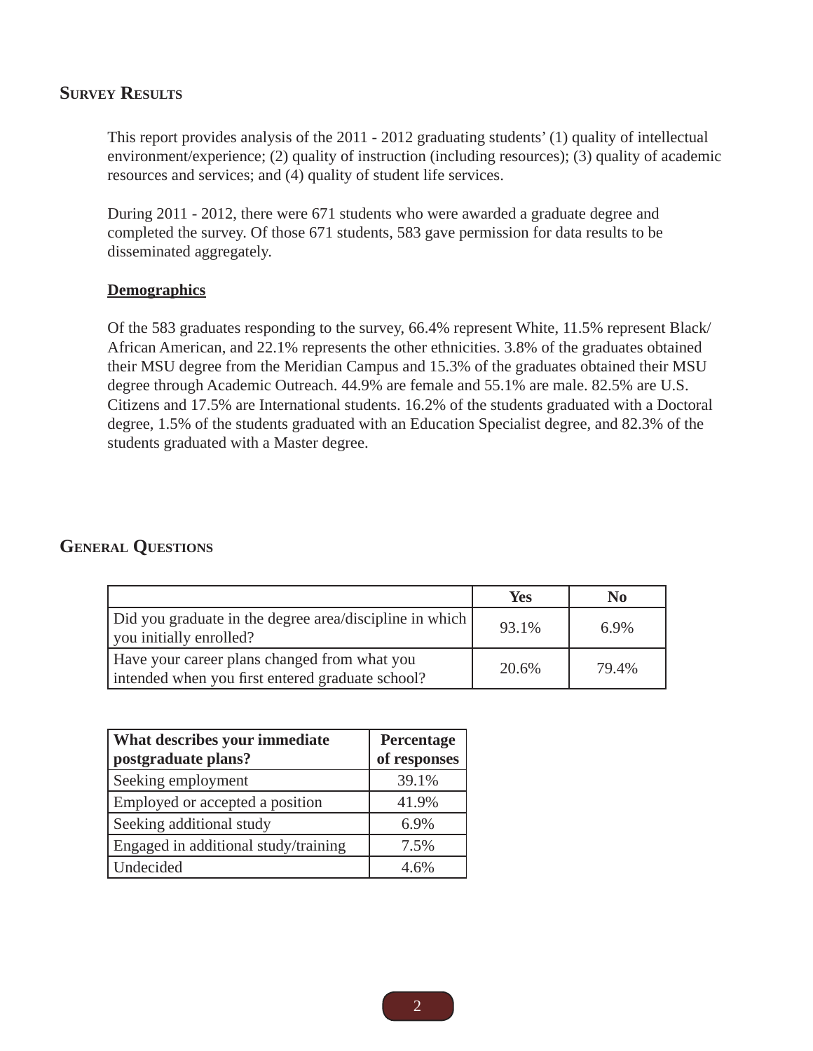## Survey Results

This report provides analysis of the 2011 - 2012 graduating students' (1) quality of intellectual environment/experience; (2) quality of instruction (including resources); (3) quality of academic resources and services; and (4) quality of student life services.

During 2011 - 2012, there were 671 students who were awarded a graduate degree and completed the survey. Of those 671 students, 583 gave permission for data results to be disseminated aggregately.

### Demographics

Of the 583 graduates responding to the survey, 66.4% represent White, 11.5% represent Black/ African American, and 22.1% represents the other ethnicities. 3.8% of the graduates obtained their MSU degree from the Meridian Campus and 15.3% of the graduates obtained their MSU degree through Academic Outreach. 44.9% are female and 55.1% are male. 82.5% are U.S. Citizens and 17.5% are International students. 16.2% of the students graduated with a Doctoral degree, 1.5% of the students graduated with an Education Specialist degree, and 82.3% of the students graduated with a Master degree.

## General Questions

| | Yes | No |
|---|---|---|
| Did you graduate in the degree area/discipline in which you initially enrolled? | 93.1% | 6.9% |
| Have your career plans changed from what you intended when you first entered graduate school? | 20.6% | 79.4% |

| What describes your immediate postgraduate plans? | Percentage of responses |
|---|---|
| Seeking employment | 39.1% |
| Employed or accepted a position | 41.9% |
| Seeking additional study | 6.9% |
| Engaged in additional study/training | 7.5% |
| Undecided | 4.6% |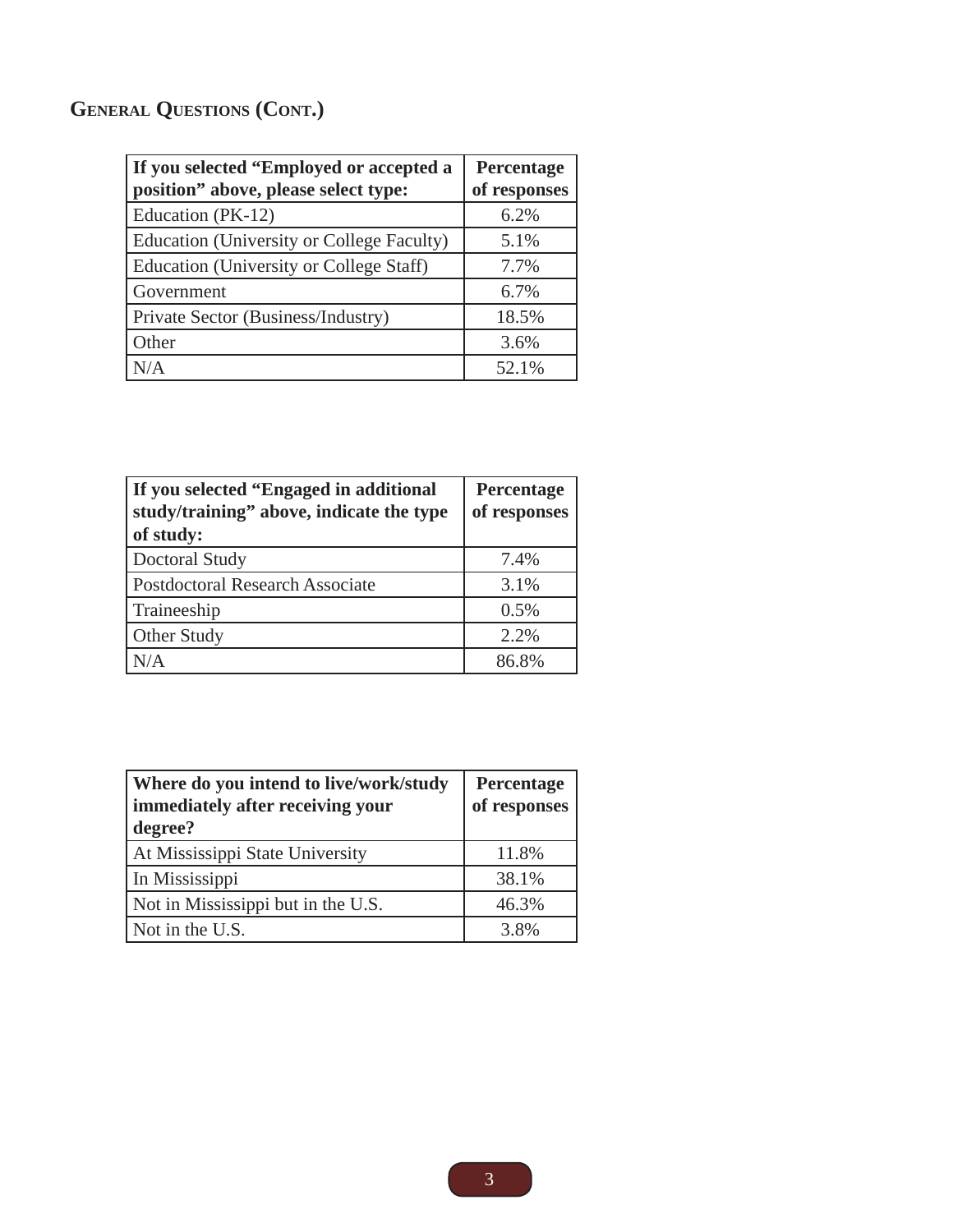## General Questions (Cont.)

| If you selected "Employed or accepted a position" above, please select type: | Percentage of responses |
|---|---|
| Education (PK-12) | 6.2% |
| Education (University or College Faculty) | 5.1% |
| Education (University or College Staff) | 7.7% |
| Government | 6.7% |
| Private Sector (Business/Industry) | 18.5% |
| Other | 3.6% |
| N/A | 52.1% |

| If you selected "Engaged in additional study/training" above, indicate the type of study: | Percentage of responses |
|---|---|
| Doctoral Study | 7.4% |
| Postdoctoral Research Associate | 3.1% |
| Traineeship | 0.5% |
| Other Study | 2.2% |
| N/A | 86.8% |

| Where do you intend to live/work/study immediately after receiving your degree? | Percentage of responses |
|---|---|
| At Mississippi State University | 11.8% |
| In Mississippi | 38.1% |
| Not in Mississippi but in the U.S. | 46.3% |
| Not in the U.S. | 3.8% |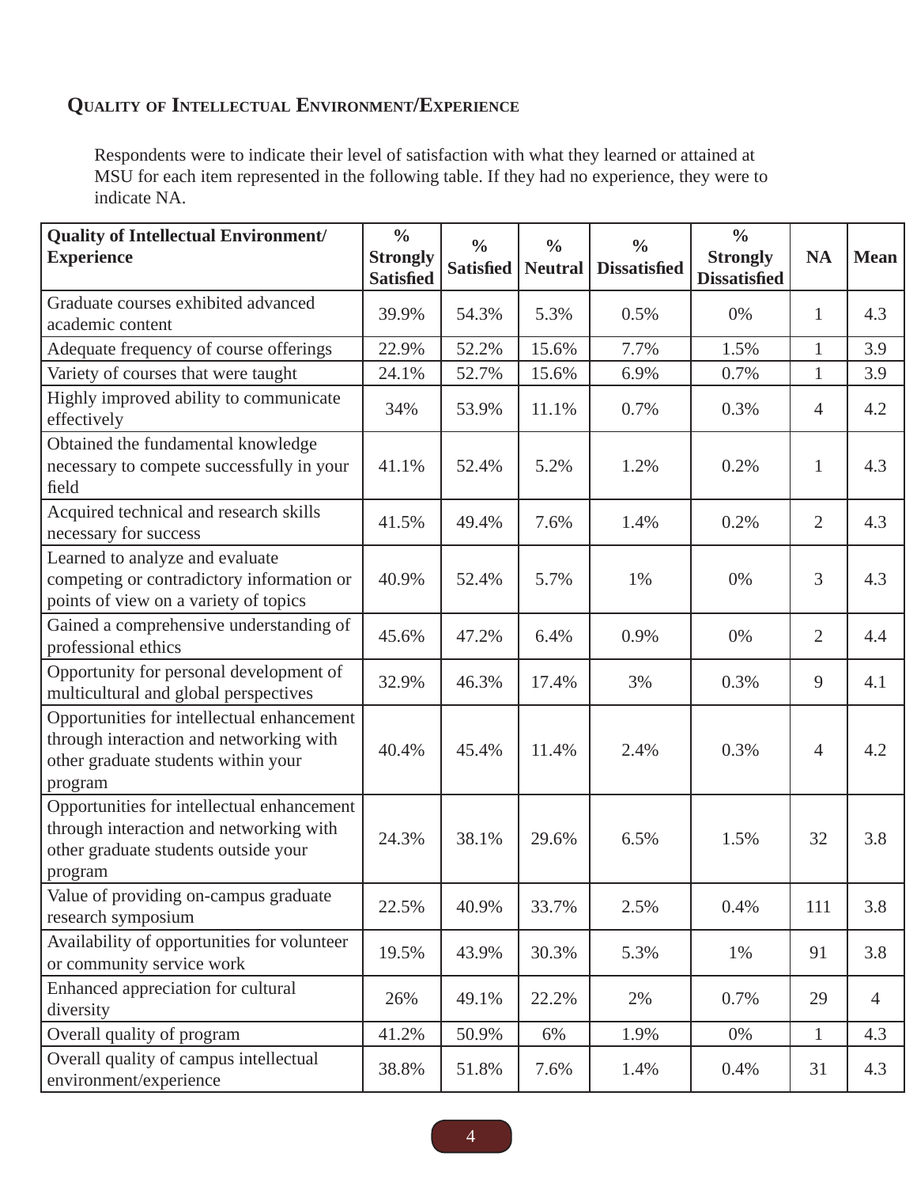## Quality of Intellectual Environment/Experience

Respondents were to indicate their level of satisfaction with what they learned or attained at MSU for each item represented in the following table. If they had no experience, they were to indicate NA.

| Quality of Intellectual Environment/ Experience | % Strongly Satisfied | % Satisfied | % Neutral | % Dissatisfied | % Strongly Dissatisfied | NA | Mean |
|---|---|---|---|---|---|---|---|
| Graduate courses exhibited advanced academic content | 39.9% | 54.3% | 5.3% | 0.5% | 0% | 1 | 4.3 |
| Adequate frequency of course offerings | 22.9% | 52.2% | 15.6% | 7.7% | 1.5% | 1 | 3.9 |
| Variety of courses that were taught | 24.1% | 52.7% | 15.6% | 6.9% | 0.7% | 1 | 3.9 |
| Highly improved ability to communicate effectively | 34% | 53.9% | 11.1% | 0.7% | 0.3% | 4 | 4.2 |
| Obtained the fundamental knowledge necessary to compete successfully in your field | 41.1% | 52.4% | 5.2% | 1.2% | 0.2% | 1 | 4.3 |
| Acquired technical and research skills necessary for success | 41.5% | 49.4% | 7.6% | 1.4% | 0.2% | 2 | 4.3 |
| Learned to analyze and evaluate competing or contradictory information or points of view on a variety of topics | 40.9% | 52.4% | 5.7% | 1% | 0% | 3 | 4.3 |
| Gained a comprehensive understanding of professional ethics | 45.6% | 47.2% | 6.4% | 0.9% | 0% | 2 | 4.4 |
| Opportunity for personal development of multicultural and global perspectives | 32.9% | 46.3% | 17.4% | 3% | 0.3% | 9 | 4.1 |
| Opportunities for intellectual enhancement through interaction and networking with other graduate students within your program | 40.4% | 45.4% | 11.4% | 2.4% | 0.3% | 4 | 4.2 |
| Opportunities for intellectual enhancement through interaction and networking with other graduate students outside your program | 24.3% | 38.1% | 29.6% | 6.5% | 1.5% | 32 | 3.8 |
| Value of providing on-campus graduate research symposium | 22.5% | 40.9% | 33.7% | 2.5% | 0.4% | 111 | 3.8 |
| Availability of opportunities for volunteer or community service work | 19.5% | 43.9% | 30.3% | 5.3% | 1% | 91 | 3.8 |
| Enhanced appreciation for cultural diversity | 26% | 49.1% | 22.2% | 2% | 0.7% | 29 | 4 |
| Overall quality of program | 41.2% | 50.9% | 6% | 1.9% | 0% | 1 | 4.3 |
| Overall quality of campus intellectual environment/experience | 38.8% | 51.8% | 7.6% | 1.4% | 0.4% | 31 | 4.3 |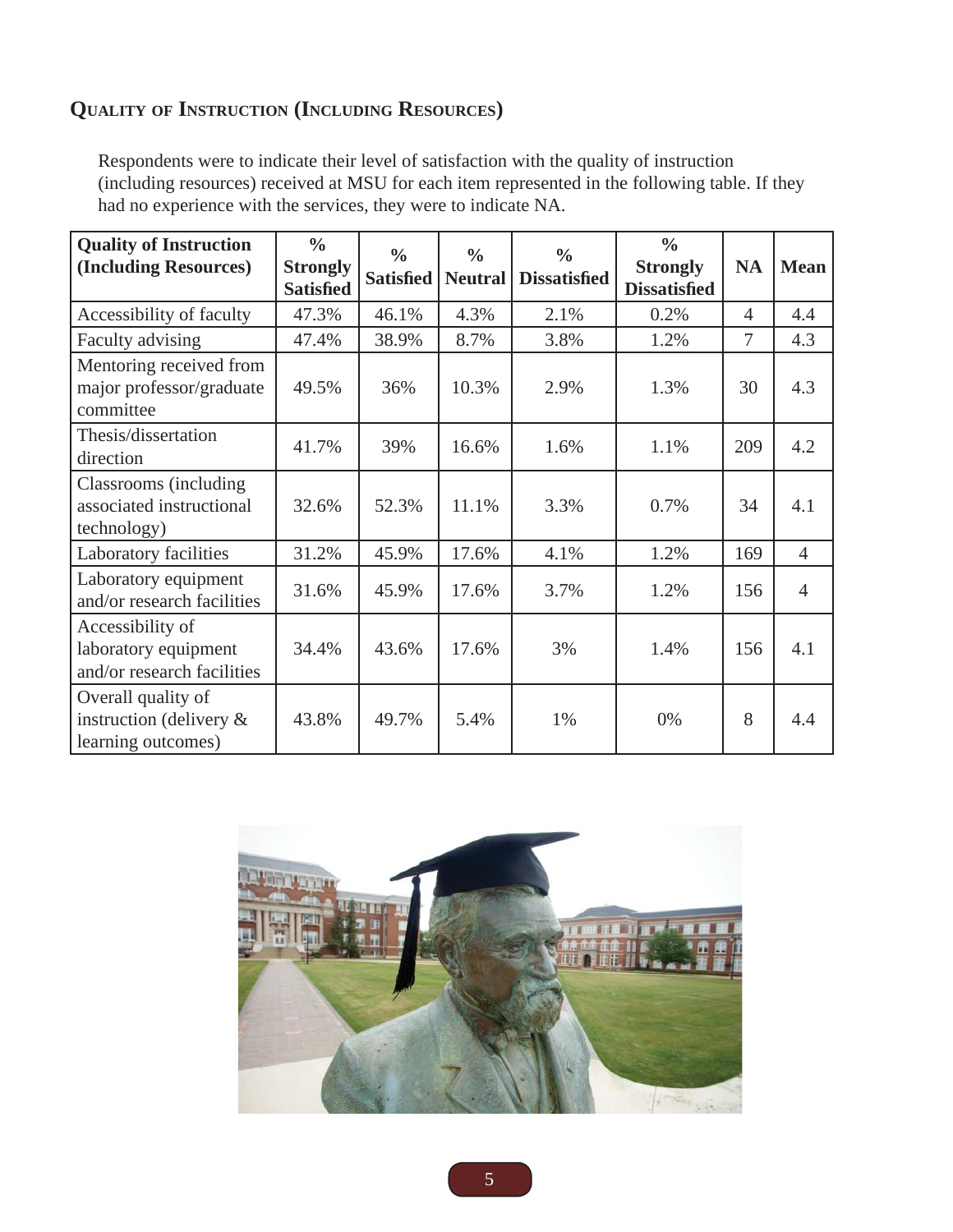## Quality of Instruction (Including Resources)

Respondents were to indicate their level of satisfaction with the quality of instruction (including resources) received at MSU for each item represented in the following table. If they had no experience with the services, they were to indicate NA.

| Quality of Instruction (Including Resources) | % Strongly Satisfied | % Satisfied | % Neutral | % Dissatisfied | % Strongly Dissatisfied | NA | Mean |
|---|---|---|---|---|---|---|---|
| Accessibility of faculty | 47.3% | 46.1% | 4.3% | 2.1% | 0.2% | 4 | 4.4 |
| Faculty advising | 47.4% | 38.9% | 8.7% | 3.8% | 1.2% | 7 | 4.3 |
| Mentoring received from major professor/graduate committee | 49.5% | 36% | 10.3% | 2.9% | 1.3% | 30 | 4.3 |
| Thesis/dissertation direction | 41.7% | 39% | 16.6% | 1.6% | 1.1% | 209 | 4.2 |
| Classrooms (including associated instructional technology) | 32.6% | 52.3% | 11.1% | 3.3% | 0.7% | 34 | 4.1 |
| Laboratory facilities | 31.2% | 45.9% | 17.6% | 4.1% | 1.2% | 169 | 4 |
| Laboratory equipment and/or research facilities | 31.6% | 45.9% | 17.6% | 3.7% | 1.2% | 156 | 4 |
| Accessibility of laboratory equipment and/or research facilities | 34.4% | 43.6% | 17.6% | 3% | 1.4% | 156 | 4.1 |
| Overall quality of instruction (delivery & learning outcomes) | 43.8% | 49.7% | 5.4% | 1% | 0% | 8 | 4.4 |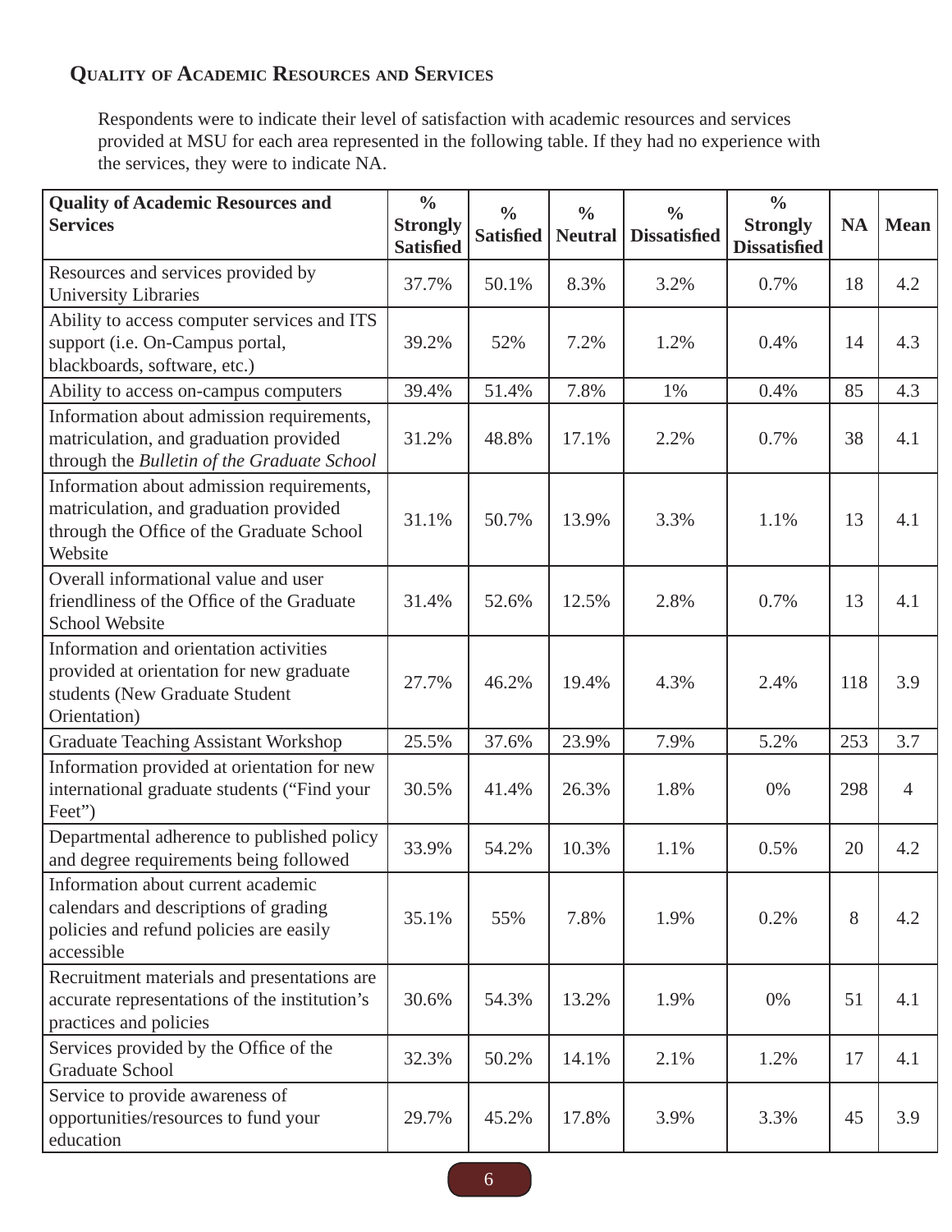## Quality of Academic Resources and Services

Respondents were to indicate their level of satisfaction with academic resources and services provided at MSU for each area represented in the following table. If they had no experience with the services, they were to indicate NA.

| Quality of Academic Resources and Services | % Strongly Satisfied | % Satisfied | % Neutral | % Dissatisfied | % Strongly Dissatisfied | NA | Mean |
|---|---|---|---|---|---|---|---|
| Resources and services provided by University Libraries | 37.7% | 50.1% | 8.3% | 3.2% | 0.7% | 18 | 4.2 |
| Ability to access computer services and ITS support (i.e. On-Campus portal, blackboards, software, etc.) | 39.2% | 52% | 7.2% | 1.2% | 0.4% | 14 | 4.3 |
| Ability to access on-campus computers | 39.4% | 51.4% | 7.8% | 1% | 0.4% | 85 | 4.3 |
| Information about admission requirements, matriculation, and graduation provided through the *Bulletin of the Graduate School* | 31.2% | 48.8% | 17.1% | 2.2% | 0.7% | 38 | 4.1 |
| Information about admission requirements, matriculation, and graduation provided through the Office of the Graduate School Website | 31.1% | 50.7% | 13.9% | 3.3% | 1.1% | 13 | 4.1 |
| Overall informational value and user friendliness of the Office of the Graduate School Website | 31.4% | 52.6% | 12.5% | 2.8% | 0.7% | 13 | 4.1 |
| Information and orientation activities provided at orientation for new graduate students (New Graduate Student Orientation) | 27.7% | 46.2% | 19.4% | 4.3% | 2.4% | 118 | 3.9 |
| Graduate Teaching Assistant Workshop | 25.5% | 37.6% | 23.9% | 7.9% | 5.2% | 253 | 3.7 |
| Information provided at orientation for new international graduate students ("Find your Feet") | 30.5% | 41.4% | 26.3% | 1.8% | 0% | 298 | 4 |
| Departmental adherence to published policy and degree requirements being followed | 33.9% | 54.2% | 10.3% | 1.1% | 0.5% | 20 | 4.2 |
| Information about current academic calendars and descriptions of grading policies and refund policies are easily accessible | 35.1% | 55% | 7.8% | 1.9% | 0.2% | 8 | 4.2 |
| Recruitment materials and presentations are accurate representations of the institution's practices and policies | 30.6% | 54.3% | 13.2% | 1.9% | 0% | 51 | 4.1 |
| Services provided by the Office of the Graduate School | 32.3% | 50.2% | 14.1% | 2.1% | 1.2% | 17 | 4.1 |
| Service to provide awareness of opportunities/resources to fund your education | 29.7% | 45.2% | 17.8% | 3.9% | 3.3% | 45 | 3.9 |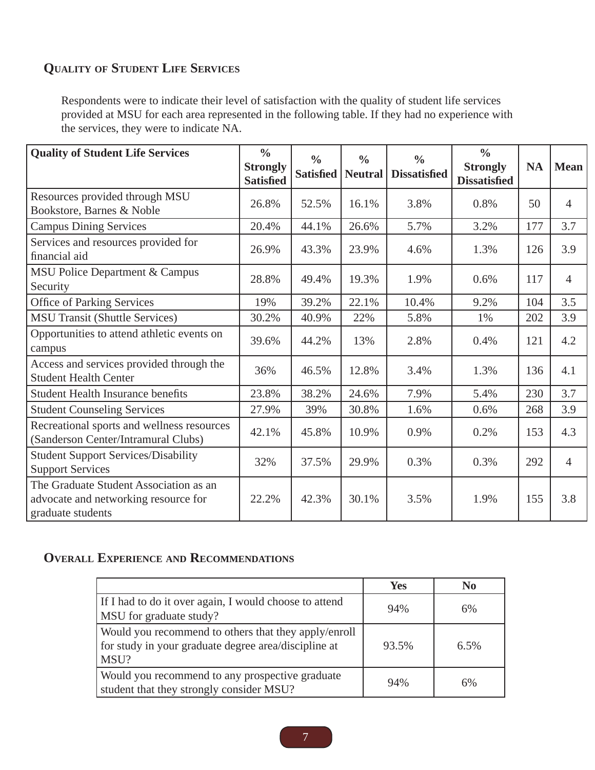## Quality of Student Life Services

Respondents were to indicate their level of satisfaction with the quality of student life services provided at MSU for each area represented in the following table. If they had no experience with the services, they were to indicate NA.

| Quality of Student Life Services | % Strongly Satisfied | % Satisfied | % Neutral | % Dissatisfied | % Strongly Dissatisfied | NA | Mean |
|---|---|---|---|---|---|---|---|
| Resources provided through MSU Bookstore, Barnes & Noble | 26.8% | 52.5% | 16.1% | 3.8% | 0.8% | 50 | 4 |
| Campus Dining Services | 20.4% | 44.1% | 26.6% | 5.7% | 3.2% | 177 | 3.7 |
| Services and resources provided for financial aid | 26.9% | 43.3% | 23.9% | 4.6% | 1.3% | 126 | 3.9 |
| MSU Police Department & Campus Security | 28.8% | 49.4% | 19.3% | 1.9% | 0.6% | 117 | 4 |
| Office of Parking Services | 19% | 39.2% | 22.1% | 10.4% | 9.2% | 104 | 3.5 |
| MSU Transit (Shuttle Services) | 30.2% | 40.9% | 22% | 5.8% | 1% | 202 | 3.9 |
| Opportunities to attend athletic events on campus | 39.6% | 44.2% | 13% | 2.8% | 0.4% | 121 | 4.2 |
| Access and services provided through the Student Health Center | 36% | 46.5% | 12.8% | 3.4% | 1.3% | 136 | 4.1 |
| Student Health Insurance benefits | 23.8% | 38.2% | 24.6% | 7.9% | 5.4% | 230 | 3.7 |
| Student Counseling Services | 27.9% | 39% | 30.8% | 1.6% | 0.6% | 268 | 3.9 |
| Recreational sports and wellness resources (Sanderson Center/Intramural Clubs) | 42.1% | 45.8% | 10.9% | 0.9% | 0.2% | 153 | 4.3 |
| Student Support Services/Disability Support Services | 32% | 37.5% | 29.9% | 0.3% | 0.3% | 292 | 4 |
| The Graduate Student Association as an advocate and networking resource for graduate students | 22.2% | 42.3% | 30.1% | 3.5% | 1.9% | 155 | 3.8 |

## Overall Experience and Recommendations

| | Yes | No |
|---|---|---|
| If I had to do it over again, I would choose to attend MSU for graduate study? | 94% | 6% |
| Would you recommend to others that they apply/enroll for study in your graduate degree area/discipline at MSU? | 93.5% | 6.5% |
| Would you recommend to any prospective graduate student that they strongly consider MSU? | 94% | 6% |